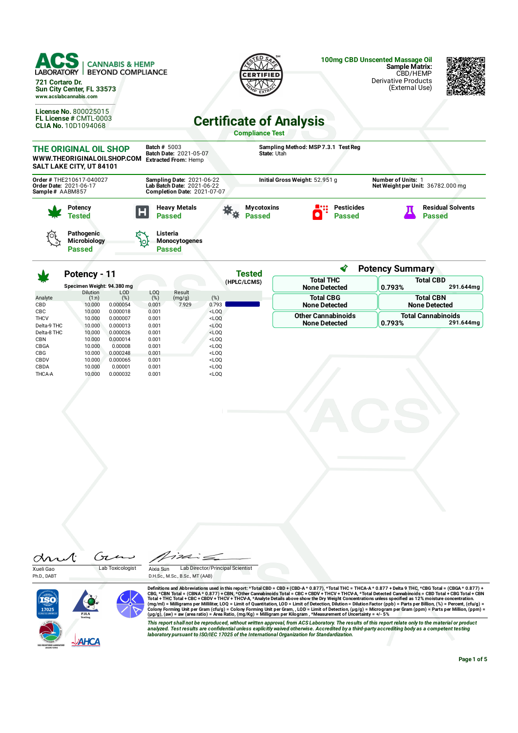**ACS LABORATORY** | CANNABIS & HEMP BEYOND COMPLIANCE

721 Cortaro Dr.
Sun City Center, FL 33573
www.acslabcannabis.com

License No. 800025015
FL License # CMTL-0003
CLIA No. 10D1094068

TESTED SAFE CERTIFIED HEMP EXTRACT

**100mg CBD Unscented Massage Oil**
**Sample Matrix:** CBD/HEMP
Derivative Products
(External Use)

# Certificate of Analysis

**Compliance Test**

**THE ORIGINAL OIL SHOP**
**WWW.THEORIGINALOILSHOP.COM**
**SALT LAKE CITY, UT 84101**

**Batch #** 5003
**Batch Date:** 2021-05-07
**Extracted From:** Hemp

**Sampling Method:** MSP 7.3.1 **Test Reg**
**State:** Utah

**Order #** THE210617-040027
**Order Date:** 2021-06-17
**Sample #** AABM857

**Sampling Date:** 2021-06-22
**Lab Batch Date:** 2021-06-22
**Completion Date:** 2021-07-07

**Initial Gross Weight:** 52.951 g

**Number of Units:** 1
**Net Weight per Unit:** 36782.000 mg

| Test | Result |
|---|---|
| Potency | Tested |
| Heavy Metals | Passed |
| Mycotoxins | Passed |
| Pesticides | Passed |
| Residual Solvents | Passed |
| Pathogenic Microbiology | Passed |
| Listeria Monocytogenes | Passed |

## Potency - 11

**Tested** (HPLC/LCMS)

Specimen Weight: 94.380 mg

| Analyte | Dilution (1:n) | LOD (%) | LOQ (%) | Result (mg/g) | (%) |
|---|---|---|---|---|---|
| CBD | 10.000 | 0.000054 | 0.001 | 7.929 | 0.793 |
| CBC | 10.000 | 0.000018 | 0.001 | | <LOQ |
| THCV | 10.000 | 0.000007 | 0.001 | | <LOQ |
| Delta-9 THC | 10.000 | 0.000013 | 0.001 | | <LOQ |
| Delta-8 THC | 10.000 | 0.000026 | 0.001 | | <LOQ |
| CBN | 10.000 | 0.000014 | 0.001 | | <LOQ |
| CBGA | 10.000 | 0.00008 | 0.001 | | <LOQ |
| CBG | 10.000 | 0.000248 | 0.001 | | <LOQ |
| CBDV | 10.000 | 0.000065 | 0.001 | | <LOQ |
| CBDA | 10.000 | 0.00001 | 0.001 | | <LOQ |
| THCA-A | 10.000 | 0.000032 | 0.001 | | <LOQ |

## Potency Summary

| | |
|---|---|
| **Total THC** None Detected | **Total CBD** 0.793% 291.644mg |
| **Total CBG** None Detected | **Total CBN** None Detected |
| **Other Cannabinoids** None Detected | **Total Cannabinoids** 0.793% 291.644mg |

Xueli Gao, Ph.D., DABT — Lab Toxicologist

Aixia Sun, D.H.Sc., M.Sc., B.Sc., MT (AAB) — Lab Director/Principal Scientist

Definitions and Abbreviations used in this report: *Total CBD = CBD + (CBD-A * 0.877), *Total THC = THCA-A * 0.877 + Delta 9 THC, *CBG Total = (CBGA * 0.877) + CBG, *CBN Total = (CBNA * 0.877) + CBN, *Other Cannabinoids Total = CBC + CBDV + THCV + THCV-A, *Total Detected Cannabinoids = CBD Total + CBG Total + CBN Total + THC Total + CBC + CBDV + THCV + THCV-A, *Analyte Details above show the Dry Weight Concentrations unless specified as 12% moisture concentration. (mg/ml) = Milligrams per Milliliter, LOQ = Limit of Quantitation, LOD = Limit of Detection, Dilution = Dilution Factor (ppb) = Parts per Billion, (%) = Percent, (cfu/g) = Colony Forming Unit per Gram (cfu/g) = Colony Forming Unit per Gram, , LOD = Limit of Detection, (µg/g) = Microgram per Gram (ppm) = Parts per Million, (ppm) = (µg/g), (aw) = aw (area ratio) = Area Ratio, (mg/Kg) = Milligram per Kilogram , *Measurement of Uncertainty = +/- 5%

*This report shall not be reproduced, without written approval, from ACS Laboratory. The results of this report relate only to the material or product analyzed. Test results are confidential unless explicitly waived otherwise. Accredited by a third-party accrediting body as a competent testing laboratory pursuant to ISO/IEC 17025 of the International Organization for Standardization.*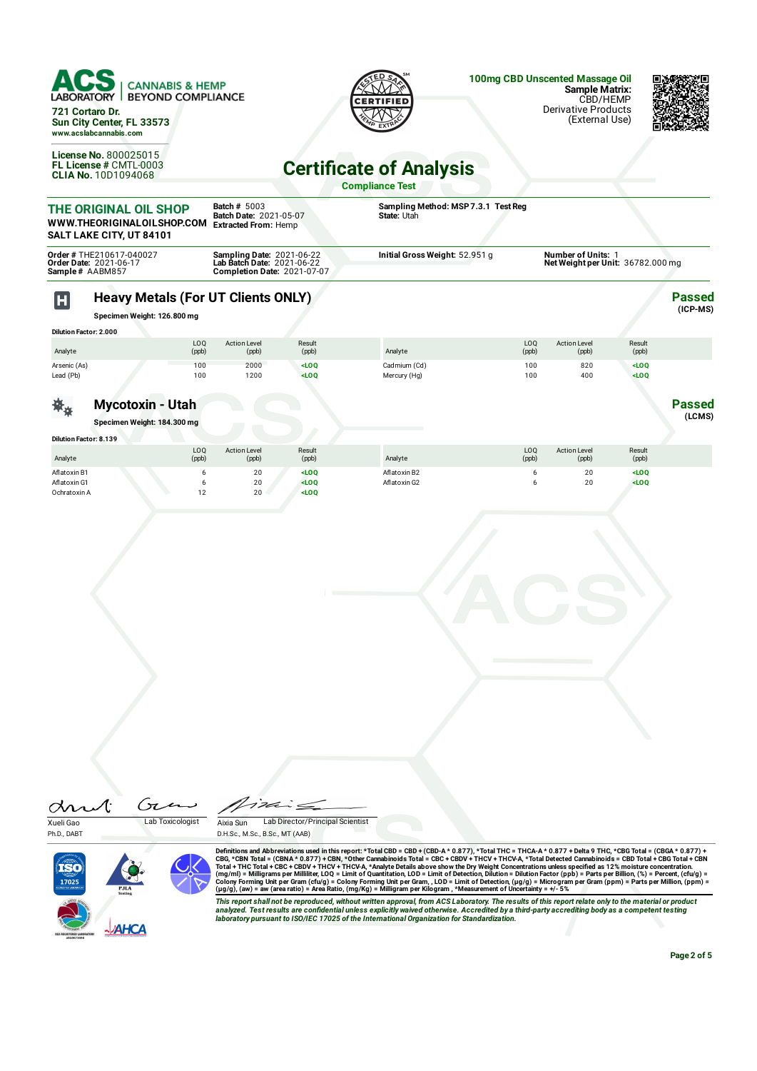**ACS LABORATORY** | CANNABIS & HEMP BEYOND COMPLIANCE

721 Cortaro Dr.
Sun City Center, FL 33573
www.acslabcannabis.com

License No. 800025015
FL License # CMTL-0003
CLIA No. 10D1094068

**100mg CBD Unscented Massage Oil**
**Sample Matrix:** CBD/HEMP Derivative Products (External Use)

# Certificate of Analysis

**Compliance Test**

**THE ORIGINAL OIL SHOP**
**WWW.THEORIGINALOILSHOP.COM**
**SALT LAKE CITY, UT 84101**

**Batch #** 5003
**Batch Date:** 2021-05-07
**Extracted From:** Hemp

**Sampling Method:** MSP 7.3.1 Test Reg
**State:** Utah

**Order #** THE210617-040027
**Order Date:** 2021-06-17
**Sample #** AABM857

**Sampling Date:** 2021-06-22
**Lab Batch Date:** 2021-06-22
**Completion Date:** 2021-07-07

**Initial Gross Weight:** 52.951 g

**Number of Units:** 1
**Net Weight per Unit:** 36782.000 mg

## Heavy Metals (For UT Clients ONLY)

**Passed** (ICP-MS)

**Specimen Weight: 126.800 mg**

**Dilution Factor: 2.000**

| Analyte | LOQ (ppb) | Action Level (ppb) | Result (ppb) | Analyte | LOQ (ppb) | Action Level (ppb) | Result (ppb) |
|---|---|---|---|---|---|---|---|
| Arsenic (As) | 100 | 2000 | <LOQ | Cadmium (Cd) | 100 | 820 | <LOQ |
| Lead (Pb) | 100 | 1200 | <LOQ | Mercury (Hg) | 100 | 400 | <LOQ |

## Mycotoxin - Utah

**Passed** (LCMS)

**Specimen Weight: 184.300 mg**

**Dilution Factor: 8.139**

| Analyte | LOQ (ppb) | Action Level (ppb) | Result (ppb) | Analyte | LOQ (ppb) | Action Level (ppb) | Result (ppb) |
|---|---|---|---|---|---|---|---|
| Aflatoxin B1 | 6 | 20 | <LOQ | Aflatoxin B2 | 6 | 20 | <LOQ |
| Aflatoxin G1 | 6 | 20 | <LOQ | Aflatoxin G2 | 6 | 20 | <LOQ |
| Ochratoxin A | 12 | 20 | <LOQ | | | | |

Xueli Gao, Ph.D., DABT — Lab Toxicologist

Aixia Sun, D.H.Sc., M.Sc., B.Sc., MT (AAB) — Lab Director/Principal Scientist

Definitions and Abbreviations used in this report: *Total CBD = CBD + (CBD-A * 0.877), *Total THC = THCA-A * 0.877 + Delta 9 THC, *CBG Total = (CBGA * 0.877) + CBG, *CBN Total = (CBNA * 0.877) + CBN, *Other Cannabinoids Total = CBC + CBDV + THCV + THCV-A, *Total Detected Cannabinoids = CBD Total + CBG Total + CBN Total + THC Total + CBC + CBDV + THCV + THCV-A, *Analyte Details above show the Dry Weight Concentrations unless specified as 12% moisture concentration. (mg/ml) = Milligrams per Milliliter, LOQ = Limit of Quantitation, LOD = Limit of Detection, Dilution = Dilution Factor (ppb) = Parts per Billion, (%) = Percent, (cfu/g) = Colony Forming Unit per Gram (cfu/g) = Colony Forming Unit per Gram, , LOD = Limit of Detection, (µg/g) = Microgram per Gram (ppm) = Parts per Million, (ppm) = (µg/g), (aw) = aw (area ratio) = Area Ratio, (mg/Kg) = Milligram per Kilogram , *Measurement of Uncertainty = +/- 5%

*This report shall not be reproduced, without written approval, from ACS Laboratory. The results of this report relate only to the material or product analyzed. Test results are confidential unless explicitly waived otherwise. Accredited by a third-party accrediting body as a competent testing laboratory pursuant to ISO/IEC 17025 of the International Organization for Standardization.*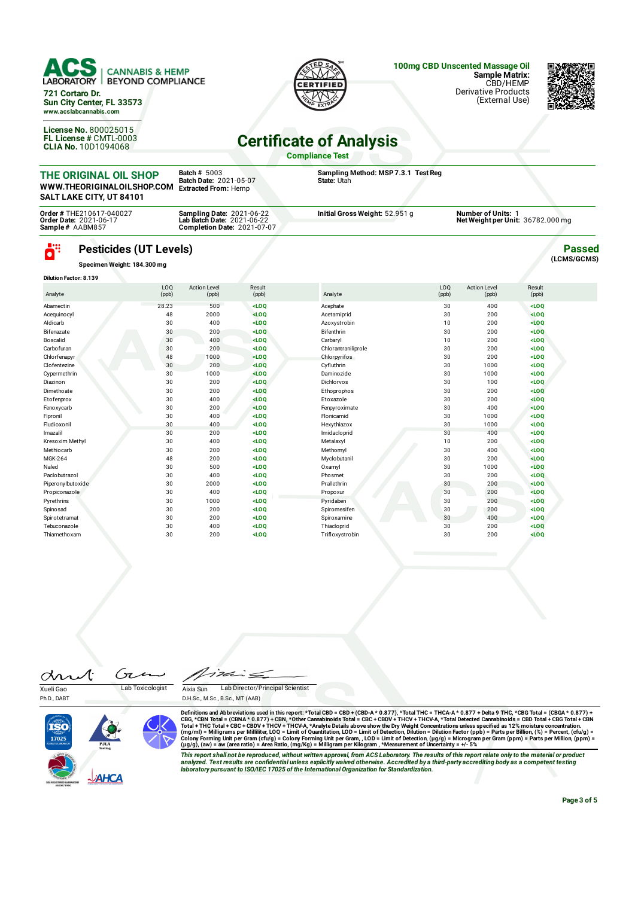**ACS LABORATORY** CANNABIS & HEMP BEYOND COMPLIANCE

721 Cortaro Dr.
Sun City Center, FL 33573
www.acslabcannabis.com

**License No.** 800025015
**FL License #** CMTL-0003
**CLIA No.** 10D1094068

**100mg CBD Unscented Massage Oil**
**Sample Matrix:** CBD/HEMP Derivative Products (External Use)

# Certificate of Analysis

**Compliance Test**

**THE ORIGINAL OIL SHOP**
WWW.THEORIGINALOILSHOP.COM
SALT LAKE CITY, UT 84101

**Batch #** 5003
**Batch Date:** 2021-05-07
**Extracted From:** Hemp

**Sampling Method:** MSP 7.3.1 Test Reg
**State:** Utah

**Order #** THE210617-040027
**Order Date:** 2021-06-17
**Sample #** AABM857

**Sampling Date:** 2021-06-22
**Lab Batch Date:** 2021-06-22
**Completion Date:** 2021-07-07

**Initial Gross Weight:** 52.951 g

**Number of Units:** 1
**Net Weight per Unit:** 36782.000 mg

## Pesticides (UT Levels)

**Passed** (LCMS/GCMS)

**Specimen Weight: 184.300 mg**

**Dilution Factor: 8.139**

| Analyte | LOQ (ppb) | Action Level (ppb) | Result (ppb) | Analyte | LOQ (ppb) | Action Level (ppb) | Result (ppb) |
|---|---|---|---|---|---|---|---|
| Abamectin | 28.23 | 500 | <LOQ | Acephate | 30 | 400 | <LOQ |
| Acequinocyl | 48 | 2000 | <LOQ | Acetamiprid | 30 | 200 | <LOQ |
| Aldicarb | 30 | 400 | <LOQ | Azoxystrobin | 10 | 200 | <LOQ |
| Bifenazate | 30 | 200 | <LOQ | Bifenthrin | 30 | 200 | <LOQ |
| Boscalid | 30 | 400 | <LOQ | Carbaryl | 10 | 200 | <LOQ |
| Carbofuran | 30 | 200 | <LOQ | Chlorantraniliprole | 30 | 200 | <LOQ |
| Chlorfenapyr | 48 | 1000 | <LOQ | Chlorpyrifos | 30 | 200 | <LOQ |
| Clofentezine | 30 | 200 | <LOQ | Cyfluthrin | 30 | 1000 | <LOQ |
| Cypermethrin | 30 | 1000 | <LOQ | Daminozide | 30 | 1000 | <LOQ |
| Diazinon | 30 | 200 | <LOQ | Dichlorvos | 30 | 100 | <LOQ |
| Dimethoate | 30 | 200 | <LOQ | Ethoprophos | 30 | 200 | <LOQ |
| Etofenprox | 30 | 400 | <LOQ | Etoxazole | 30 | 200 | <LOQ |
| Fenoxycarb | 30 | 200 | <LOQ | Fenpyroximate | 30 | 400 | <LOQ |
| Fipronil | 30 | 400 | <LOQ | Flonicamid | 30 | 1000 | <LOQ |
| Fludioxonil | 30 | 400 | <LOQ | Hexythiazox | 30 | 1000 | <LOQ |
| Imazalil | 30 | 200 | <LOQ | Imidacloprid | 30 | 400 | <LOQ |
| Kresoxim Methyl | 30 | 400 | <LOQ | Metalaxyl | 10 | 200 | <LOQ |
| Methiocarb | 30 | 200 | <LOQ | Methomyl | 30 | 400 | <LOQ |
| MGK-264 | 48 | 200 | <LOQ | Myclobutanil | 30 | 200 | <LOQ |
| Naled | 30 | 500 | <LOQ | Oxamyl | 30 | 1000 | <LOQ |
| Paclobutrazol | 30 | 400 | <LOQ | Phosmet | 30 | 200 | <LOQ |
| Piperonylbutoxide | 30 | 2000 | <LOQ | Prallethrin | 30 | 200 | <LOQ |
| Propiconazole | 30 | 400 | <LOQ | Propoxur | 30 | 200 | <LOQ |
| Pyrethrins | 30 | 1000 | <LOQ | Pyridaben | 30 | 200 | <LOQ |
| Spinosad | 30 | 200 | <LOQ | Spiromesifen | 30 | 200 | <LOQ |
| Spirotetramat | 30 | 200 | <LOQ | Spiroxamine | 30 | 400 | <LOQ |
| Tebuconazole | 30 | 400 | <LOQ | Thiacloprid | 30 | 200 | <LOQ |
| Thiamethoxam | 30 | 200 | <LOQ | Trifloxystrobin | 30 | 200 | <LOQ |

Xueli Gao, Ph.D., DABT — Lab Toxicologist

Aixia Sun, D.H.Sc., M.Sc., B.Sc., MT (AAB) — Lab Director/Principal Scientist

Definitions and Abbreviations used in this report: *Total CBD = CBD + (CBD-A * 0.877), *Total THC = THCA-A * 0.877 + Delta 9 THC, *CBG Total = (CBGA * 0.877) + CBG, *CBN Total = (CBNA * 0.877) + CBN, *Other Cannabinoids Total = CBC + CBDV + THCV + THCV-A, *Total Detected Cannabinoids = CBD Total + CBG Total + CBN Total + THC Total + CBC + CBDV + THCV + THCV-A, *Analyte Details above show the Dry Weight Concentrations unless specified as 12% moisture concentration. (mg/ml) = Milligrams per Milliliter, LOQ = Limit of Quantitation, LOD = Limit of Detection, Dilution = Dilution Factor (ppb) = Parts per Billion, (%) = Percent, (cfu/g) = Colony Forming Unit per Gram (cfu/g) = Colony Forming Unit per Gram, , LOD = Limit of Detection, (µg/g) = Microgram per Gram (ppm) = Parts per Million, (ppm) = (µg/g), (aw) = aw (area ratio) = Area Ratio, (mg/Kg) = Milligram per Kilogram , *Measurement of Uncertainty = +/- 5%

*This report shall not be reproduced, without written approval, from ACS Laboratory. The results of this report relate only to the material or product analyzed. Test results are confidential unless explicitly waived otherwise. Accredited by a third-party accrediting body as a competent testing laboratory pursuant to ISO/IEC 17025 of the International Organization for Standardization.*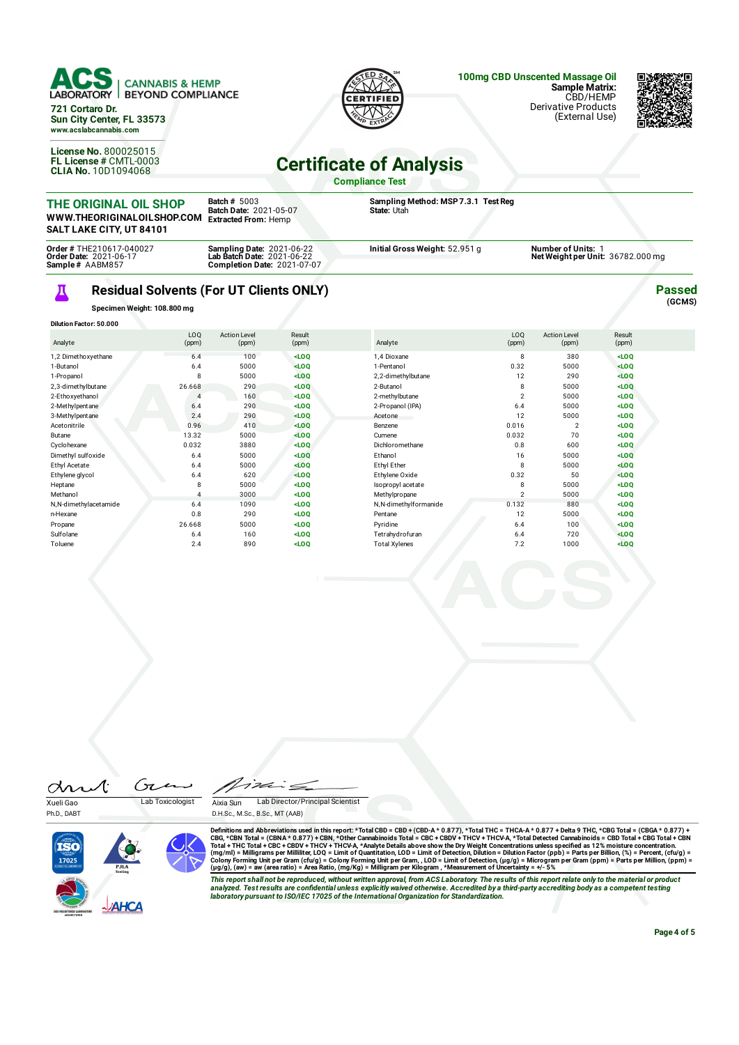**ACS LABORATORY** | CANNABIS & HEMP BEYOND COMPLIANCE

721 Cortaro Dr.
Sun City Center, FL 33573
www.acslabcannabis.com

License No. 800025015
FL License # CMTL-0003
CLIA No. 10D1094068

**100mg CBD Unscented Massage Oil**
**Sample Matrix:** CBD/HEMP Derivative Products (External Use)

# Certificate of Analysis

**Compliance Test**

**THE ORIGINAL OIL SHOP**
WWW.THEORIGINALOILSHOP.COM
SALT LAKE CITY, UT 84101

**Batch #** 5003
**Batch Date:** 2021-05-07
**Extracted From:** Hemp

**Sampling Method:** MSP 7.3.1 Test Reg
**State:** Utah

**Order #** THE210617-040027
**Order Date:** 2021-06-17
**Sample #** AABM857

**Sampling Date:** 2021-06-22
**Lab Batch Date:** 2021-06-22
**Completion Date:** 2021-07-07

**Initial Gross Weight:** 52.951 g

**Number of Units:** 1
**Net Weight per Unit:** 36782.000 mg

## Residual Solvents (For UT Clients ONLY)

**Passed** (GCMS)

**Specimen Weight: 108.800 mg**

**Dilution Factor: 50.000**

| Analyte | LOQ (ppm) | Action Level (ppm) | Result (ppm) |
|---|---|---|---|
| 1,2 Dimethoxyethane | 6.4 | 100 | <LOQ |
| 1-Butanol | 6.4 | 5000 | <LOQ |
| 1-Propanol | 8 | 5000 | <LOQ |
| 2,3-dimethylbutane | 26.668 | 290 | <LOQ |
| 2-Ethoxyethanol | 4 | 160 | <LOQ |
| 2-Methylpentane | 6.4 | 290 | <LOQ |
| 3-Methylpentane | 2.4 | 290 | <LOQ |
| Acetonitrile | 0.96 | 410 | <LOQ |
| Butane | 13.32 | 5000 | <LOQ |
| Cyclohexane | 0.032 | 3880 | <LOQ |
| Dimethyl sulfoxide | 6.4 | 5000 | <LOQ |
| Ethyl Acetate | 6.4 | 5000 | <LOQ |
| Ethylene glycol | 6.4 | 620 | <LOQ |
| Heptane | 8 | 5000 | <LOQ |
| Methanol | 4 | 3000 | <LOQ |
| N,N-dimethylacetamide | 6.4 | 1090 | <LOQ |
| n-Hexane | 0.8 | 290 | <LOQ |
| Propane | 26.668 | 5000 | <LOQ |
| Sulfolane | 6.4 | 160 | <LOQ |
| Toluene | 2.4 | 890 | <LOQ |
| 1,4 Dioxane | 8 | 380 | <LOQ |
| 1-Pentanol | 0.32 | 5000 | <LOQ |
| 2,2-dimethylbutane | 12 | 290 | <LOQ |
| 2-Butanol | 8 | 5000 | <LOQ |
| 2-methylbutane | 2 | 5000 | <LOQ |
| 2-Propanol (IPA) | 6.4 | 5000 | <LOQ |
| Acetone | 12 | 5000 | <LOQ |
| Benzene | 0.016 | 2 | <LOQ |
| Cumene | 0.032 | 70 | <LOQ |
| Dichloromethane | 0.8 | 600 | <LOQ |
| Ethanol | 16 | 5000 | <LOQ |
| Ethyl Ether | 8 | 5000 | <LOQ |
| Ethylene Oxide | 0.32 | 50 | <LOQ |
| Isopropyl acetate | 8 | 5000 | <LOQ |
| Methylpropane | 2 | 5000 | <LOQ |
| N,N-dimethylformamide | 0.132 | 880 | <LOQ |
| Pentane | 12 | 5000 | <LOQ |
| Pyridine | 6.4 | 100 | <LOQ |
| Tetrahydrofuran | 6.4 | 720 | <LOQ |
| Total Xylenes | 7.2 | 1000 | <LOQ |

Xueli Gao, Ph.D., DABT — Lab Toxicologist

Aixia Sun, D.H.Sc., M.Sc., B.Sc., MT (AAB) — Lab Director/Principal Scientist

Definitions and Abbreviations used in this report: *Total CBD = CBD + (CBD-A * 0.877), *Total THC = THCA-A * 0.877 + Delta 9 THC, *CBG Total = (CBGA * 0.877) + CBG, *CBN Total = (CBNA * 0.877) + CBN, *Other Cannabinoids Total = CBC + CBDV + THCV + THCV-A, *Total Detected Cannabinoids = CBD Total + CBG Total + CBN Total + THC Total + CBC + CBDV + THCV + THCV-A, *Analyte Details above show the Dry Weight Concentrations unless specified as 12% moisture concentration. (mg/ml) = Milligrams per Milliliter, LOQ = Limit of Quantitation, LOD = Limit of Detection, Dilution = Dilution Factor (ppb) = Parts per Billion, (%) = Percent, (cfu/g) = Colony Forming Unit per Gram (cfu/g) = Colony Forming Unit per Gram, , LOD = Limit of Detection, (µg/g) = Microgram per Gram (ppm) = Parts per Million, (ppm) = (µg/g), (aw) = aw (area ratio) = Area Ratio, (mg/Kg) = Milligram per Kilogram , *Measurement of Uncertainty = +/- 5%

*This report shall not be reproduced, without written approval, from ACS Laboratory. The results of this report relate only to the material or product analyzed. Test results are confidential unless explicitly waived otherwise. Accredited by a third-party accrediting body as a competent testing laboratory pursuant to ISO/IEC 17025 of the International Organization for Standardization.*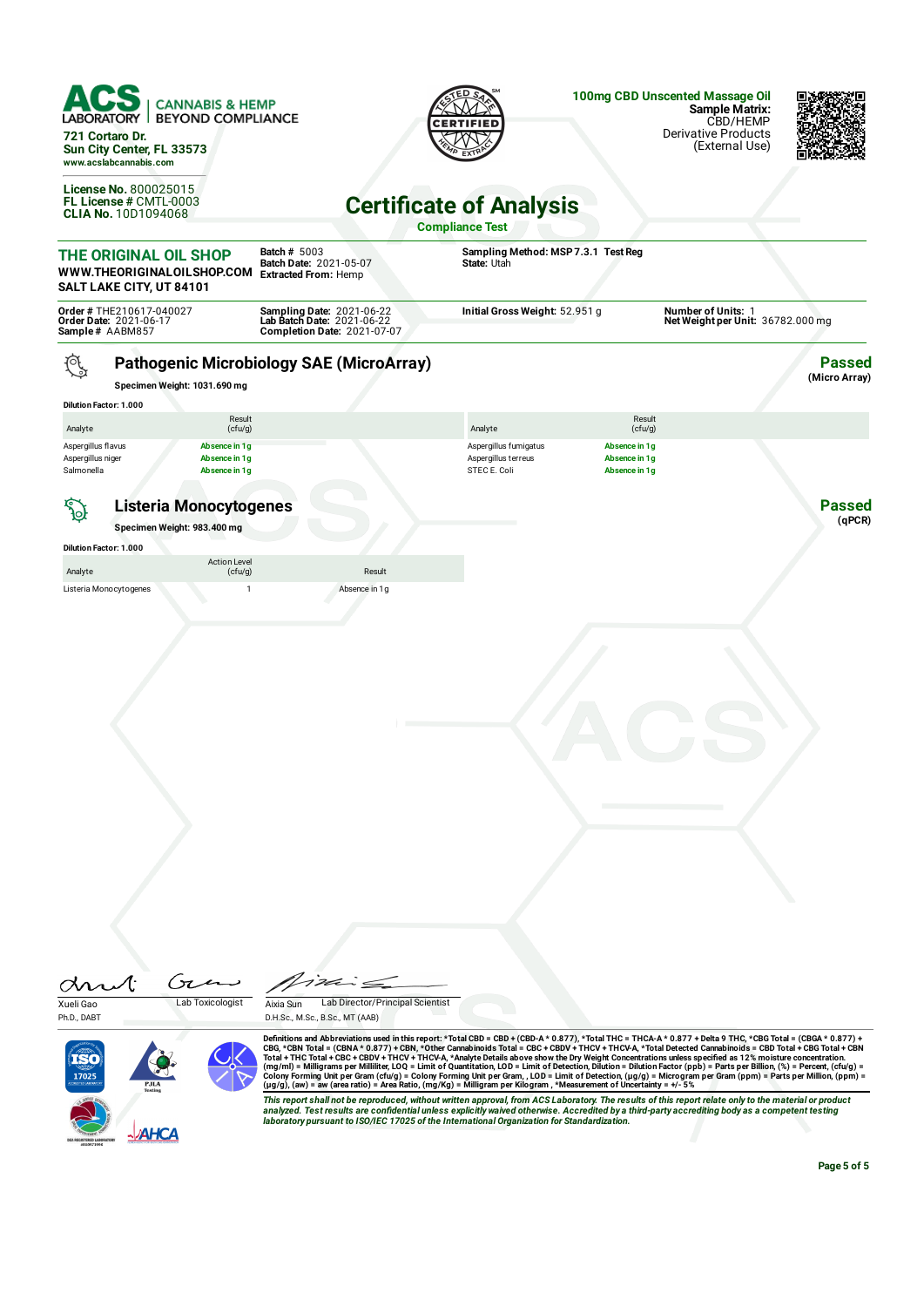**ACS LABORATORY** | CANNABIS & HEMP BEYOND COMPLIANCE

721 Cortaro Dr.
Sun City Center, FL 33573
www.acslabcannabis.com

License No. 800025015
FL License # CMTL-0003
CLIA No. 10D1094068

**100mg CBD Unscented Massage Oil**
**Sample Matrix:** CBD/HEMP
Derivative Products
(External Use)

# Certificate of Analysis

**Compliance Test**

**THE ORIGINAL OIL SHOP**
WWW.THEORIGINALOILSHOP.COM
SALT LAKE CITY, UT 84101

**Batch #** 5003
**Batch Date:** 2021-05-07
**Extracted From:** Hemp

**Sampling Method:** MSP 7.3.1 Test Reg
**State:** Utah

**Order #** THE210617-040027
**Order Date:** 2021-06-17
**Sample #** AABM857

**Sampling Date:** 2021-06-22
**Lab Batch Date:** 2021-06-22
**Completion Date:** 2021-07-07

**Initial Gross Weight:** 52.951 g

**Number of Units:** 1
**Net Weight per Unit:** 36782.000 mg

## Pathogenic Microbiology SAE (MicroArray)

**Passed** (Micro Array)

**Specimen Weight:** 1031.690 mg

**Dilution Factor:** 1.000

| Analyte | Result (cfu/g) | Analyte | Result (cfu/g) |
|---|---|---|---|
| Aspergillus flavus | Absence in 1g | Aspergillus fumigatus | Absence in 1g |
| Aspergillus niger | Absence in 1g | Aspergillus terreus | Absence in 1g |
| Salmonella | Absence in 1g | STEC E. Coli | Absence in 1g |

## Listeria Monocytogenes

**Passed** (qPCR)

**Specimen Weight:** 983.400 mg

**Dilution Factor:** 1.000

| Analyte | Action Level (cfu/g) | Result |
|---|---|---|
| Listeria Monocytogenes | 1 | Absence in 1 g |

Xueli Gao, Ph.D., DABT — Lab Toxicologist

Aixia Sun, D.H.Sc., M.Sc., B.Sc., MT (AAB) — Lab Director/Principal Scientist

Definitions and Abbreviations used in this report: *Total CBD = CBD + (CBD-A * 0.877), *Total THC = THCA-A * 0.877 + Delta 9 THC, *CBG Total = (CBGA * 0.877) + CBG, *CBN Total = (CBNA * 0.877) + CBN, *Other Cannabinoids Total = CBC + CBDV + THCV + THCV-A, *Total Detected Cannabinoids = CBD Total + CBG Total + CBN Total + THC Total + CBC + CBDV + THCV + THCV-A, *Analyte Details above show the Dry Weight Concentrations unless specified as 12% moisture concentration. (mg/ml) = Milligrams per Milliliter, LOQ = Limit of Quantitation, LOD = Limit of Detection, Dilution = Dilution Factor (ppb) = Parts per Billion, (%) = Percent, (cfu/g) = Colony Forming Unit per Gram (cfu/g) = Colony Forming Unit per Gram, , LOD = Limit of Detection, (µg/g) = Microgram per Gram (ppm) = Parts per Million, (ppm) = (µg/g), (aw) = aw (area ratio) = Area Ratio, (mg/Kg) = Milligram per Kilogram , *Measurement of Uncertainty = +/- 5%

*This report shall not be reproduced, without written approval, from ACS Laboratory. The results of this report relate only to the material or product analyzed. Test results are confidential unless explicitly waived otherwise. Accredited by a third-party accrediting body as a competent testing laboratory pursuant to ISO/IEC 17025 of the International Organization for Standardization.*